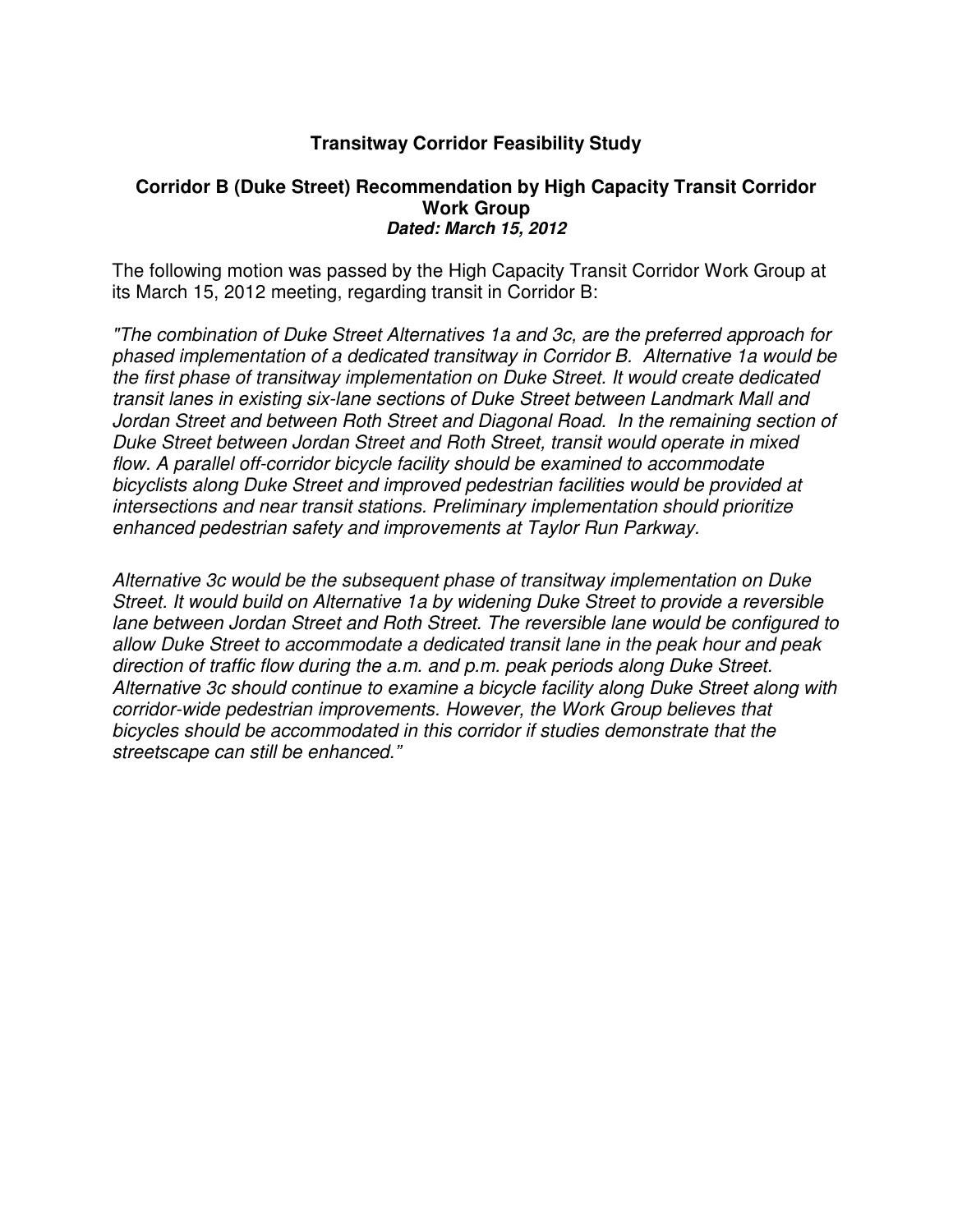**Transitway Corridor Feasibility Study**

**Corridor B (Duke Street) Recommendation by High Capacity Transit Corridor Work Group**
***Dated: March 15, 2012***

The following motion was passed by the High Capacity Transit Corridor Work Group at its March 15, 2012 meeting, regarding transit in Corridor B:

*"The combination of Duke Street Alternatives 1a and 3c, are the preferred approach for phased implementation of a dedicated transitway in Corridor B. Alternative 1a would be the first phase of transitway implementation on Duke Street. It would create dedicated transit lanes in existing six-lane sections of Duke Street between Landmark Mall and Jordan Street and between Roth Street and Diagonal Road. In the remaining section of Duke Street between Jordan Street and Roth Street, transit would operate in mixed flow. A parallel off-corridor bicycle facility should be examined to accommodate bicyclists along Duke Street and improved pedestrian facilities would be provided at intersections and near transit stations. Preliminary implementation should prioritize enhanced pedestrian safety and improvements at Taylor Run Parkway.*

*Alternative 3c would be the subsequent phase of transitway implementation on Duke Street. It would build on Alternative 1a by widening Duke Street to provide a reversible lane between Jordan Street and Roth Street. The reversible lane would be configured to allow Duke Street to accommodate a dedicated transit lane in the peak hour and peak direction of traffic flow during the a.m. and p.m. peak periods along Duke Street. Alternative 3c should continue to examine a bicycle facility along Duke Street along with corridor-wide pedestrian improvements. However, the Work Group believes that bicycles should be accommodated in this corridor if studies demonstrate that the streetscape can still be enhanced."*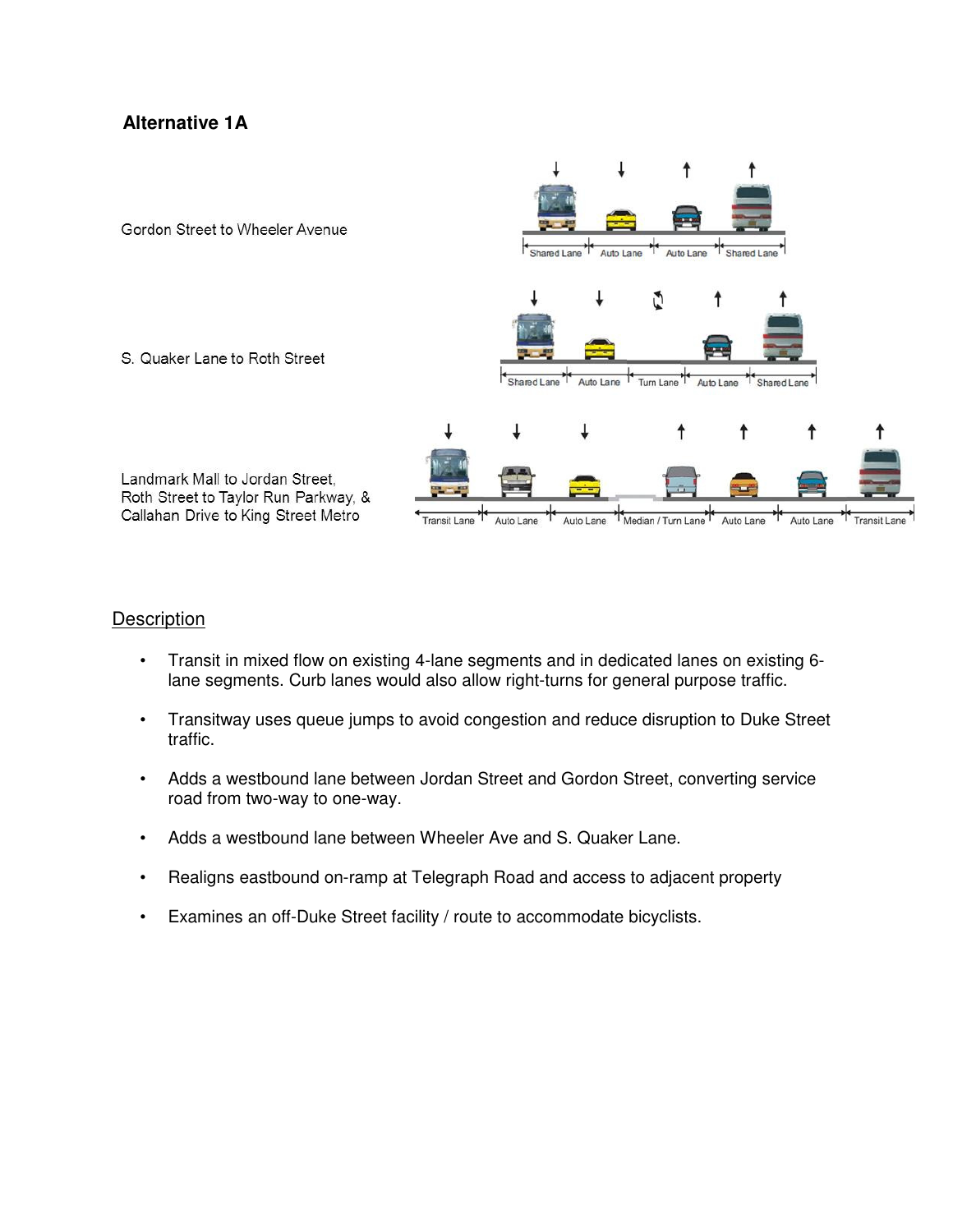## Alternative 1A

Gordon Street to Wheeler Avenue

Shared Lane | Auto Lane | Auto Lane | Shared Lane

S. Quaker Lane to Roth Street

Shared Lane | Auto Lane | Turn Lane | Auto Lane | Shared Lane

Landmark Mall to Jordan Street, Roth Street to Taylor Run Parkway, & Callahan Drive to King Street Metro

Transit Lane | Auto Lane | Auto Lane | Median / Turn Lane | Auto Lane | Auto Lane | Transit Lane

### Description

- Transit in mixed flow on existing 4-lane segments and in dedicated lanes on existing 6-lane segments. Curb lanes would also allow right-turns for general purpose traffic.
- Transitway uses queue jumps to avoid congestion and reduce disruption to Duke Street traffic.
- Adds a westbound lane between Jordan Street and Gordon Street, converting service road from two-way to one-way.
- Adds a westbound lane between Wheeler Ave and S. Quaker Lane.
- Realigns eastbound on-ramp at Telegraph Road and access to adjacent property
- Examines an off-Duke Street facility / route to accommodate bicyclists.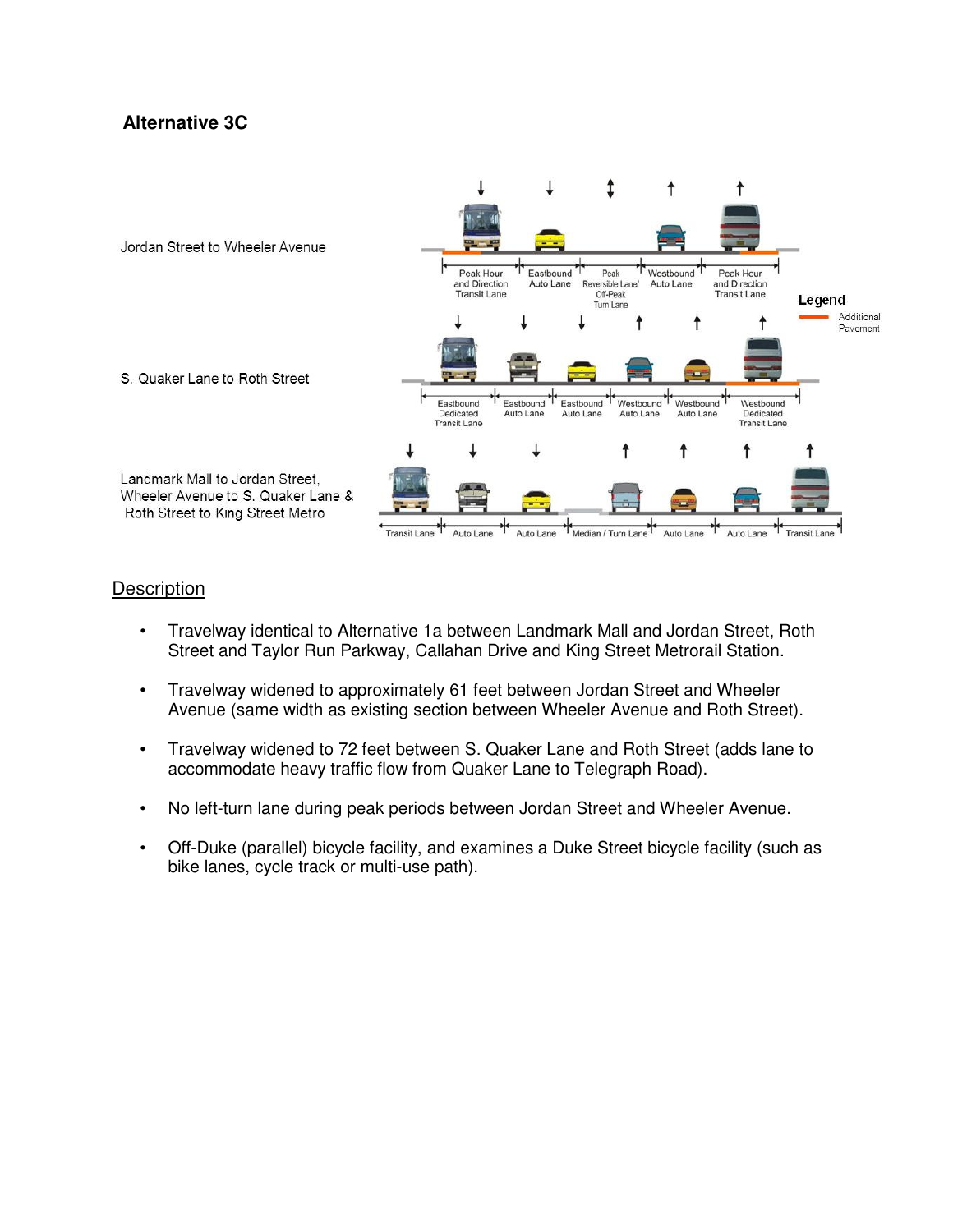## Alternative 3C

Jordan Street to Wheeler Avenue

Peak Hour and Direction Transit Lane
Eastbound Auto Lane
Peak Reversible Lane/ Off-Peak Turn Lane
Westbound Auto Lane
Peak Hour and Direction Transit Lane

Legend
Additional Pavement

S. Quaker Lane to Roth Street

Eastbound Dedicated Transit Lane
Eastbound Auto Lane
Eastbound Auto Lane
Westbound Auto Lane
Westbound Auto Lane
Westbound Dedicated Transit Lane

Landmark Mall to Jordan Street, Wheeler Avenue to S. Quaker Lane & Roth Street to King Street Metro

Transit Lane
Auto Lane
Auto Lane
Median / Turn Lane
Auto Lane
Auto Lane
Transit Lane

### Description

- Travelway identical to Alternative 1a between Landmark Mall and Jordan Street, Roth Street and Taylor Run Parkway, Callahan Drive and King Street Metrorail Station.
- Travelway widened to approximately 61 feet between Jordan Street and Wheeler Avenue (same width as existing section between Wheeler Avenue and Roth Street).
- Travelway widened to 72 feet between S. Quaker Lane and Roth Street (adds lane to accommodate heavy traffic flow from Quaker Lane to Telegraph Road).
- No left-turn lane during peak periods between Jordan Street and Wheeler Avenue.
- Off-Duke (parallel) bicycle facility, and examines a Duke Street bicycle facility (such as bike lanes, cycle track or multi-use path).